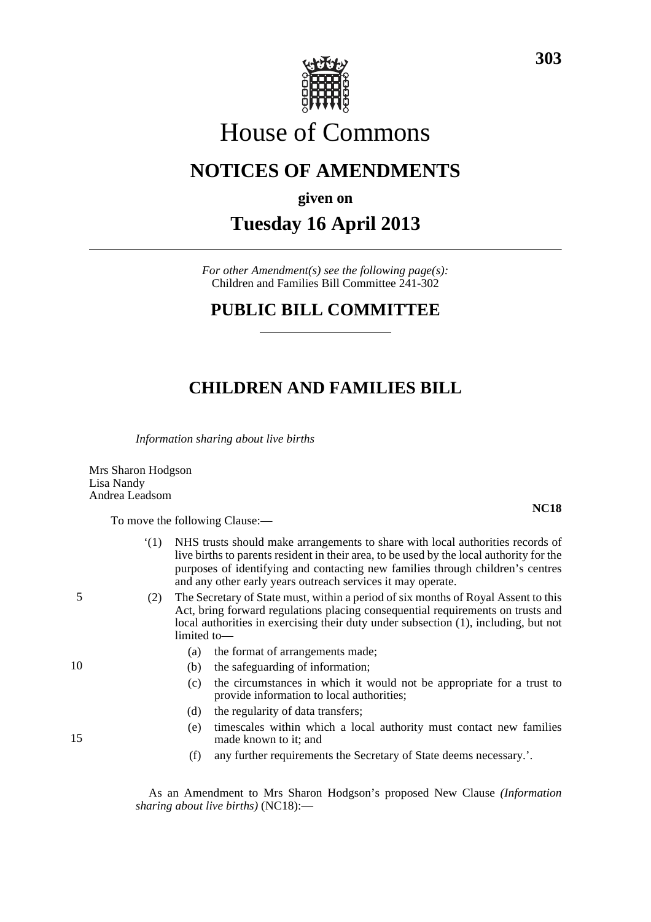# House of Commons

## NOTICES OF AMENDMENTS

**given on**

## Tuesday 16 April 2013

*For other Amendment(s) see the following page(s):*
Children and Families Bill Committee 241-302

## PUBLIC BILL COMMITTEE

## CHILDREN AND FAMILIES BILL

*Information sharing about live births*

Mrs Sharon Hodgson
Lisa Nandy
Andrea Leadsom

**NC18**

To move the following Clause:—

'(1) NHS trusts should make arrangements to share with local authorities records of live births to parents resident in their area, to be used by the local authority for the purposes of identifying and contacting new families through children's centres and any other early years outreach services it may operate.

(2) The Secretary of State must, within a period of six months of Royal Assent to this Act, bring forward regulations placing consequential requirements on trusts and local authorities in exercising their duty under subsection (1), including, but not limited to—

(a) the format of arrangements made;

(b) the safeguarding of information;

(c) the circumstances in which it would not be appropriate for a trust to provide information to local authorities;

(d) the regularity of data transfers;

(e) timescales within which a local authority must contact new families made known to it; and

(f) any further requirements the Secretary of State deems necessary.'.

As an Amendment to Mrs Sharon Hodgson's proposed New Clause *(Information sharing about live births)* (NC18):—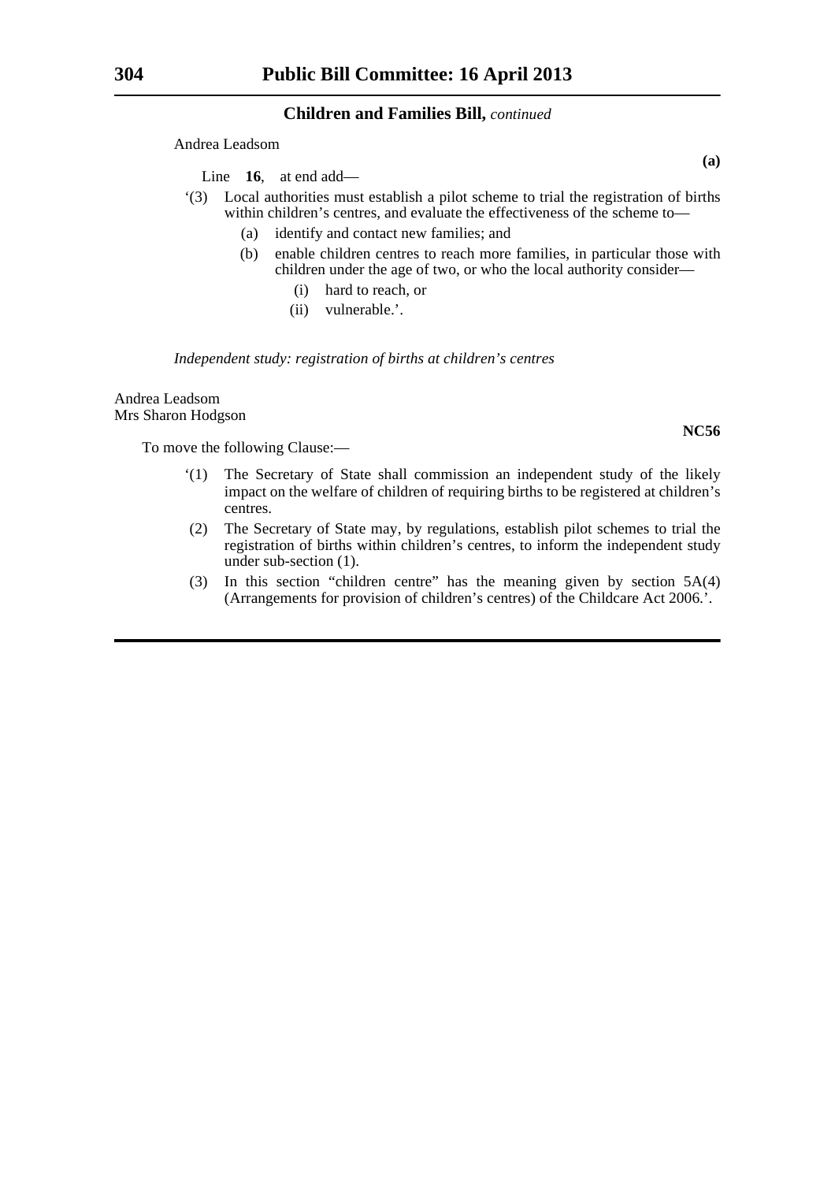**Children and Families Bill,** *continued*

Andrea Leadsom

**(a)**

Line **16**, at end add—

'(3) Local authorities must establish a pilot scheme to trial the registration of births within children's centres, and evaluate the effectiveness of the scheme to—

(a) identify and contact new families; and

(b) enable children centres to reach more families, in particular those with children under the age of two, or who the local authority consider—

(i) hard to reach, or

(ii) vulnerable.'.

*Independent study: registration of births at children's centres*

Andrea Leadsom
Mrs Sharon Hodgson

**NC56**

To move the following Clause:—

'(1) The Secretary of State shall commission an independent study of the likely impact on the welfare of children of requiring births to be registered at children's centres.

(2) The Secretary of State may, by regulations, establish pilot schemes to trial the registration of births within children's centres, to inform the independent study under sub-section (1).

(3) In this section "children centre" has the meaning given by section 5A(4) (Arrangements for provision of children's centres) of the Childcare Act 2006.'.